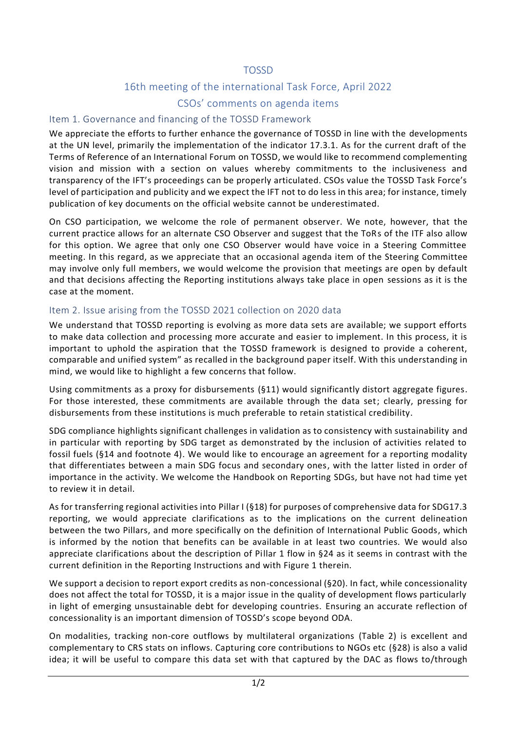# TOSSD

## 16th meeting of the international Task Force, April 2022

## CSOs' comments on agenda items

### Item 1. Governance and financing of the TOSSD Framework

We appreciate the efforts to further enhance the governance of TOSSD in line with the developments at the UN level, primarily the implementation of the indicator 17.3.1. As for the current draft of the Terms of Reference of an International Forum on TOSSD, we would like to recommend complementing vision and mission with a section on values whereby commitments to the inclusiveness and transparency of the IFT's proceedings can be properly articulated. CSOs value the TOSSD Task Force's level of participation and publicity and we expect the IFT not to do less in this area; for instance, timely publication of key documents on the official website cannot be underestimated.

On CSO participation, we welcome the role of permanent observer. We note, however, that the current practice allows for an alternate CSO Observer and suggest that the ToRs of the ITF also allow for this option. We agree that only one CSO Observer would have voice in a Steering Committee meeting. In this regard, as we appreciate that an occasional agenda item of the Steering Committee may involve only full members, we would welcome the provision that meetings are open by default and that decisions affecting the Reporting institutions always take place in open sessions as it is the case at the moment.

### Item 2. Issue arising from the TOSSD 2021 collection on 2020 data

We understand that TOSSD reporting is evolving as more data sets are available; we support efforts to make data collection and processing more accurate and easier to implement. In this process, it is important to uphold the aspiration that the TOSSD framework is designed to provide a coherent, comparable and unified system" as recalled in the background paper itself. With this understanding in mind, we would like to highlight a few concerns that follow.

Using commitments as a proxy for disbursements (§11) would significantly distort aggregate figures. For those interested, these commitments are available through the data set; clearly, pressing for disbursements from these institutions is much preferable to retain statistical credibility.

SDG compliance highlights significant challenges in validation as to consistency with sustainability and in particular with reporting by SDG target as demonstrated by the inclusion of activities related to fossil fuels (§14 and footnote 4). We would like to encourage an agreement for a reporting modality that differentiates between a main SDG focus and secondary ones, with the latter listed in order of importance in the activity. We welcome the Handbook on Reporting SDGs, but have not had time yet to review it in detail.

As for transferring regional activities into Pillar I (§18) for purposes of comprehensive data for SDG17.3 reporting, we would appreciate clarifications as to the implications on the current delineation between the two Pillars, and more specifically on the definition of International Public Goods, which is informed by the notion that benefits can be available in at least two countries. We would also appreciate clarifications about the description of Pillar 1 flow in §24 as it seems in contrast with the current definition in the Reporting Instructions and with Figure 1 therein.

We support a decision to report export credits as non-concessional (§20). In fact, while concessionality does not affect the total for TOSSD, it is a major issue in the quality of development flows particularly in light of emerging unsustainable debt for developing countries. Ensuring an accurate reflection of concessionality is an important dimension of TOSSD's scope beyond ODA.

On modalities, tracking non-core outflows by multilateral organizations (Table 2) is excellent and complementary to CRS stats on inflows. Capturing core contributions to NGOs etc (§28) is also a valid idea; it will be useful to compare this data set with that captured by the DAC as flows to/through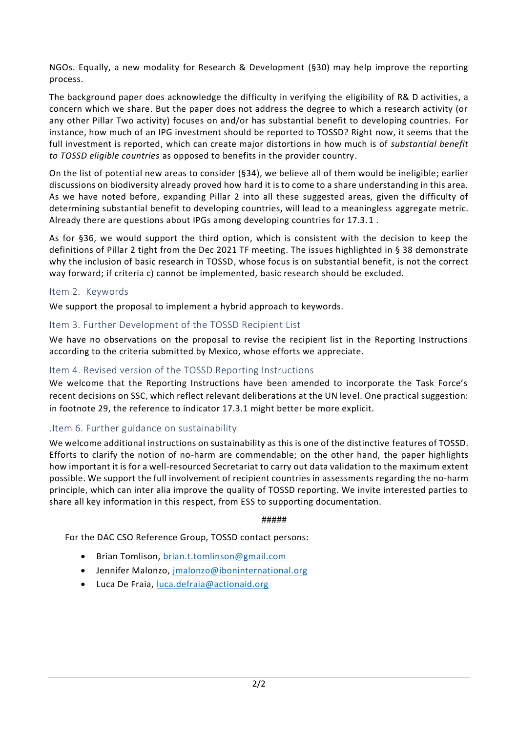NGOs. Equally, a new modality for Research & Development (§30) may help improve the reporting process.

The background paper does acknowledge the difficulty in verifying the eligibility of R& D activities, a concern which we share. But the paper does not address the degree to which a research activity (or any other Pillar Two activity) focuses on and/or has substantial benefit to developing countries. For instance, how much of an IPG investment should be reported to TOSSD? Right now, it seems that the full investment is reported, which can create major distortions in how much is of *substantial benefit to TOSSD eligible countries* as opposed to benefits in the provider country.

On the list of potential new areas to consider (§34), we believe all of them would be ineligible; earlier discussions on biodiversity already proved how hard it is to come to a share understanding in this area. As we have noted before, expanding Pillar 2 into all these suggested areas, given the difficulty of determining substantial benefit to developing countries, will lead to a meaningless aggregate metric. Already there are questions about IPGs among developing countries for 17.3.1 .

As for §36, we would support the third option, which is consistent with the decision to keep the definitions of Pillar 2 tight from the Dec 2021 TF meeting. The issues highlighted in § 38 demonstrate why the inclusion of basic research in TOSSD, whose focus is on substantial benefit, is not the correct way forward; if criteria c) cannot be implemented, basic research should be excluded.

## Item 2. Keywords

We support the proposal to implement a hybrid approach to keywords.

## Item 3. Further Development of the TOSSD Recipient List

We have no observations on the proposal to revise the recipient list in the Reporting Instructions according to the criteria submitted by Mexico, whose efforts we appreciate.

## Item 4. Revised version of the TOSSD Reporting Instructions

We welcome that the Reporting Instructions have been amended to incorporate the Task Force's recent decisions on SSC, which reflect relevant deliberations at the UN level. One practical suggestion: in footnote 29, the reference to indicator 17.3.1 might better be more explicit.

## .Item 6. Further guidance on sustainability

We welcome additional instructions on sustainability as this is one of the distinctive features of TOSSD. Efforts to clarify the notion of no-harm are commendable; on the other hand, the paper highlights how important it is for a well-resourced Secretariat to carry out data validation to the maximum extent possible. We support the full involvement of recipient countries in assessments regarding the no-harm principle, which can inter alia improve the quality of TOSSD reporting. We invite interested parties to share all key information in this respect, from ESS to supporting documentation.

#####

For the DAC CSO Reference Group, TOSSD contact persons:

- Brian Tomlison, brian.t.tomlinson@gmail.com
- Jennifer Malonzo, jmalonzo@iboninternational.org
- Luca De Fraia, luca.defraia@actionaid.org